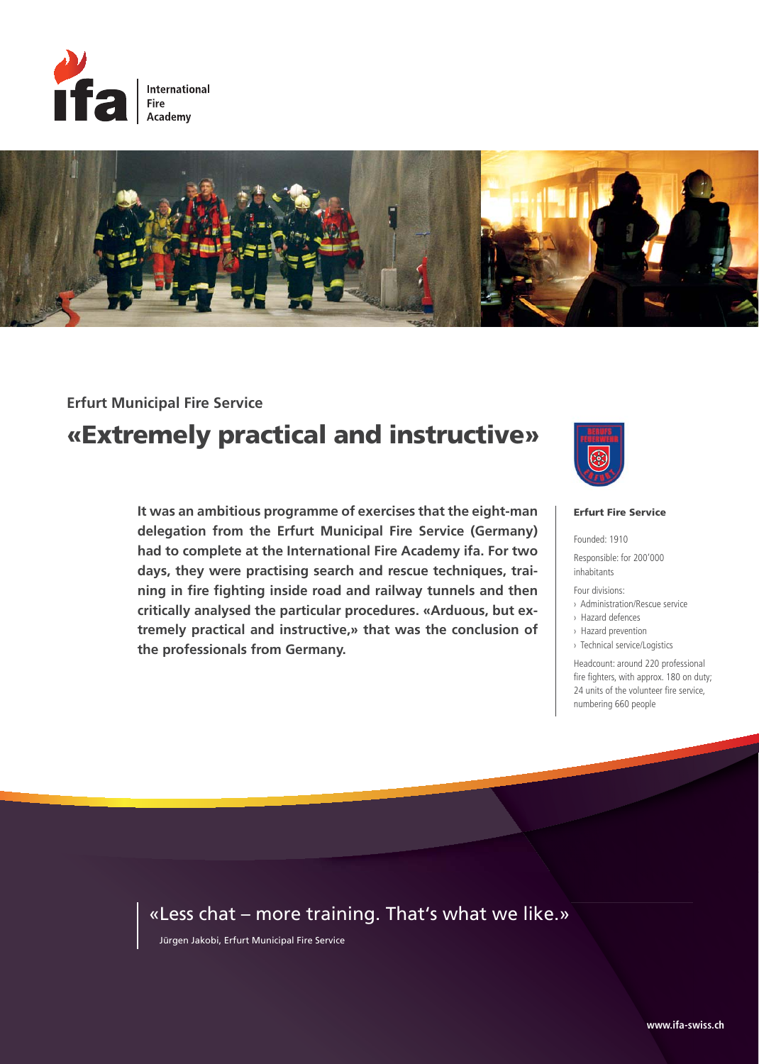**ifa** International Fire Academy

## Erfurt Municipal Fire Service

# «Extremely practical and instructive»

**It was an ambitious programme of exercises that the eight-man delegation from the Erfurt Municipal Fire Service (Germany) had to complete at the International Fire Academy ifa. For two days, they were practising search and rescue techniques, training in fire fighting inside road and railway tunnels and then critically analysed the particular procedures. «Arduous, but extremely practical and instructive,» that was the conclusion of the professionals from Germany.**

**Erfurt Fire Service**

Founded: 1910

Responsible: for 200'000 inhabitants

Four divisions:

- Administration/Rescue service
- Hazard defences
- Hazard prevention
- Technical service/Logistics

Headcount: around 220 professional fire fighters, with approx. 180 on duty; 24 units of the volunteer fire service, numbering 660 people

> «Less chat – more training. That's what we like.»
>
> Jürgen Jakobi, Erfurt Municipal Fire Service

www.ifa-swiss.ch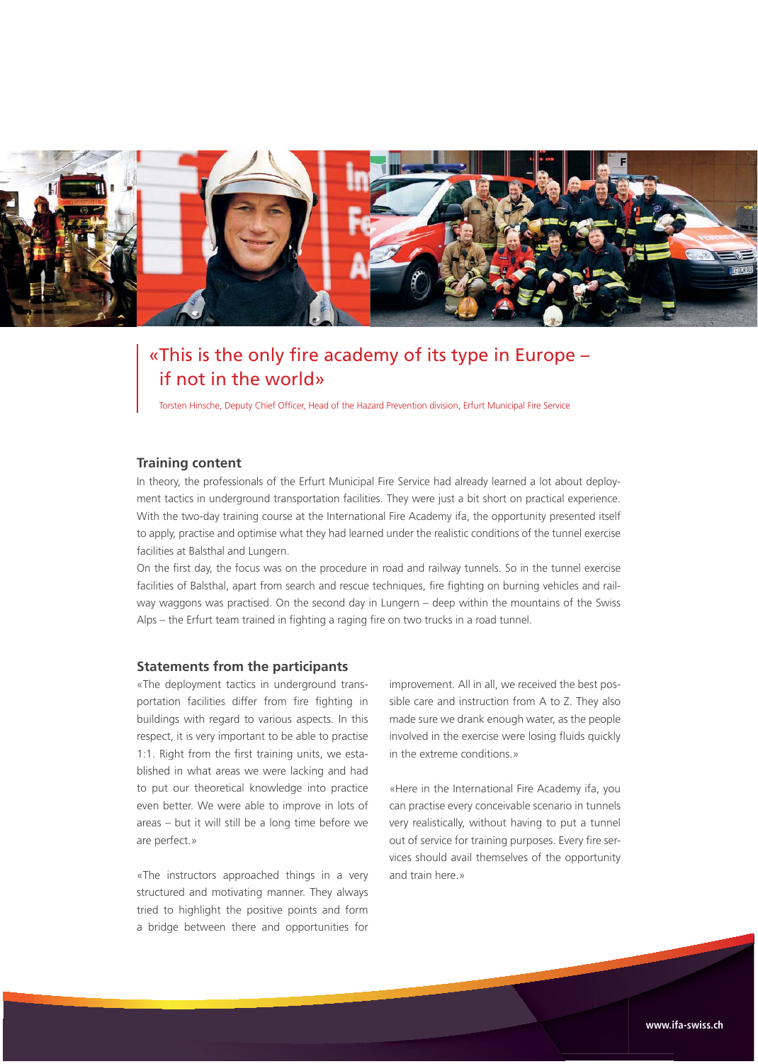> «This is the only fire academy of its type in Europe – if not in the world»
>
> Torsten Hinsche, Deputy Chief Officer, Head of the Hazard Prevention division, Erfurt Municipal Fire Service

## Training content

In theory, the professionals of the Erfurt Municipal Fire Service had already learned a lot about deployment tactics in underground transportation facilities. They were just a bit short on practical experience. With the two-day training course at the International Fire Academy ifa, the opportunity presented itself to apply, practise and optimise what they had learned under the realistic conditions of the tunnel exercise facilities at Balsthal and Lungern.

On the first day, the focus was on the procedure in road and railway tunnels. So in the tunnel exercise facilities of Balsthal, apart from search and rescue techniques, fire fighting on burning vehicles and railway waggons was practised. On the second day in Lungern – deep within the mountains of the Swiss Alps – the Erfurt team trained in fighting a raging fire on two trucks in a road tunnel.

## Statements from the participants

«The deployment tactics in underground transportation facilities differ from fire fighting in buildings with regard to various aspects. In this respect, it is very important to be able to practise 1:1. Right from the first training units, we established in what areas we were lacking and had to put our theoretical knowledge into practice even better. We were able to improve in lots of areas – but it will still be a long time before we are perfect.»

«The instructors approached things in a very structured and motivating manner. They always tried to highlight the positive points and form a bridge between there and opportunities for improvement. All in all, we received the best possible care and instruction from A to Z. They also made sure we drank enough water, as the people involved in the exercise were losing fluids quickly in the extreme conditions.»

«Here in the International Fire Academy ifa, you can practise every conceivable scenario in tunnels very realistically, without having to put a tunnel out of service for training purposes. Every fire services should avail themselves of the opportunity and train here.»

www.ifa-swiss.ch